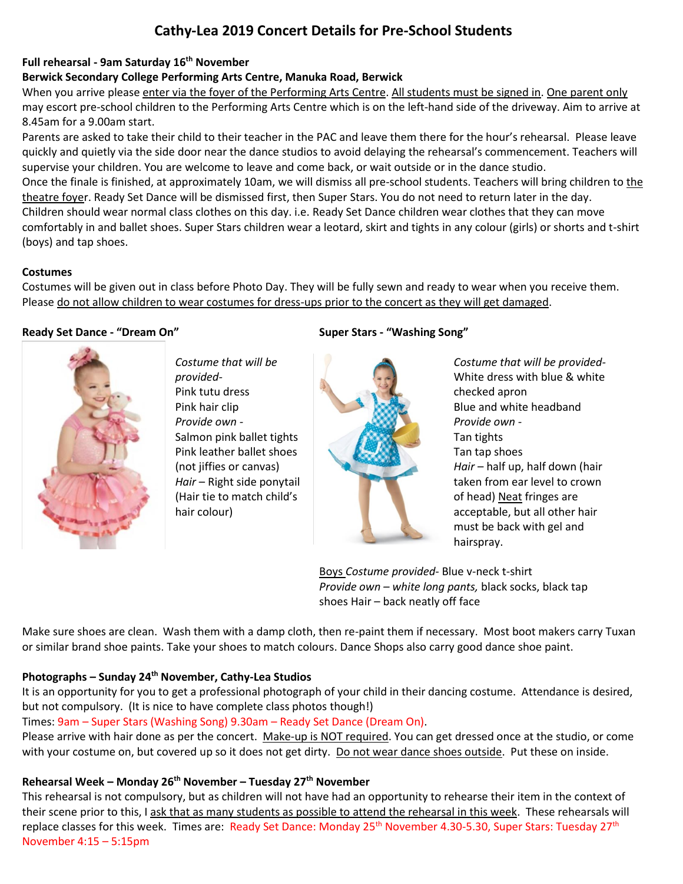# Cathy-Lea 2019 Concert Details for Pre-School Students

**Full rehearsal - 9am Saturday 16th November**

**Berwick Secondary College Performing Arts Centre, Manuka Road, Berwick**

When you arrive please enter via the foyer of the Performing Arts Centre. All students must be signed in. One parent only may escort pre-school children to the Performing Arts Centre which is on the left-hand side of the driveway. Aim to arrive at 8.45am for a 9.00am start.

Parents are asked to take their child to their teacher in the PAC and leave them there for the hour's rehearsal. Please leave quickly and quietly via the side door near the dance studios to avoid delaying the rehearsal's commencement. Teachers will supervise your children. You are welcome to leave and come back, or wait outside or in the dance studio.

Once the finale is finished, at approximately 10am, we will dismiss all pre-school students. Teachers will bring children to the theatre foyer. Ready Set Dance will be dismissed first, then Super Stars. You do not need to return later in the day.

Children should wear normal class clothes on this day. i.e. Ready Set Dance children wear clothes that they can move comfortably in and ballet shoes. Super Stars children wear a leotard, skirt and tights in any colour (girls) or shorts and t-shirt (boys) and tap shoes.

**Costumes**

Costumes will be given out in class before Photo Day. They will be fully sewn and ready to wear when you receive them. Please do not allow children to wear costumes for dress-ups prior to the concert as they will get damaged.

**Ready Set Dance - "Dream On"**

*Costume that will be provided-*
Pink tutu dress
Pink hair clip
*Provide own -*
Salmon pink ballet tights
Pink leather ballet shoes (not jiffies or canvas)
*Hair* – Right side ponytail (Hair tie to match child's hair colour)

**Super Stars - "Washing Song"**

*Costume that will be provided-*
White dress with blue & white checked apron
Blue and white headband
*Provide own -*
Tan tights
Tan tap shoes
*Hair* – half up, half down (hair taken from ear level to crown of head) Neat fringes are acceptable, but all other hair must be back with gel and hairspray.

Boys *Costume provided*- Blue v-neck t-shirt
*Provide own – white long pants,* black socks, black tap shoes Hair – back neatly off face

Make sure shoes are clean. Wash them with a damp cloth, then re-paint them if necessary. Most boot makers carry Tuxan or similar brand shoe paints. Take your shoes to match colours. Dance Shops also carry good dance shoe paint.

**Photographs – Sunday 24th November, Cathy-Lea Studios**

It is an opportunity for you to get a professional photograph of your child in their dancing costume. Attendance is desired, but not compulsory. (It is nice to have complete class photos though!)

Times: 9am – Super Stars (Washing Song) 9.30am – Ready Set Dance (Dream On).

Please arrive with hair done as per the concert. Make-up is NOT required. You can get dressed once at the studio, or come with your costume on, but covered up so it does not get dirty. Do not wear dance shoes outside. Put these on inside.

**Rehearsal Week – Monday 26th November – Tuesday 27th November**

This rehearsal is not compulsory, but as children will not have had an opportunity to rehearse their item in the context of their scene prior to this, I ask that as many students as possible to attend the rehearsal in this week. These rehearsals will replace classes for this week. Times are: Ready Set Dance: Monday 25th November 4.30-5.30, Super Stars: Tuesday 27th November 4:15 – 5:15pm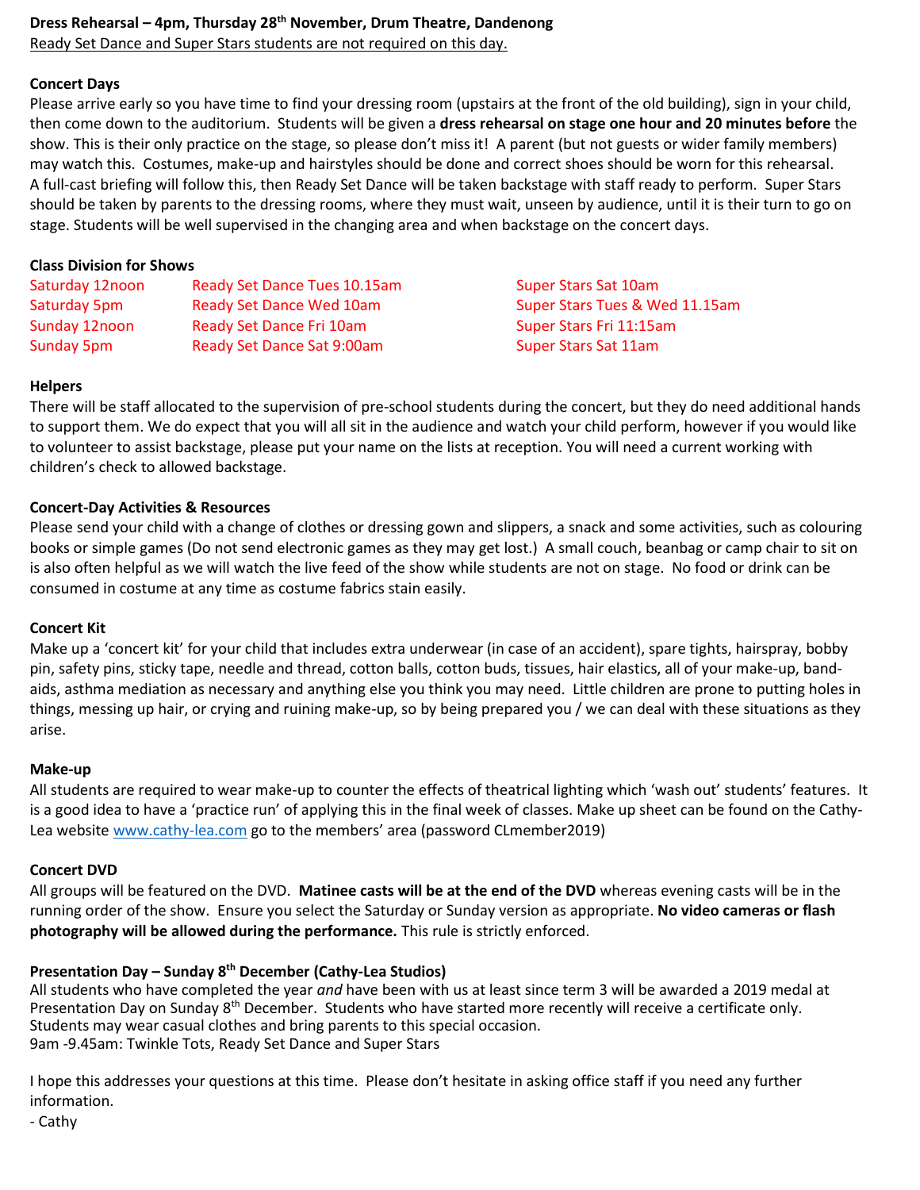**Dress Rehearsal – 4pm, Thursday 28th November, Drum Theatre, Dandenong**
Ready Set Dance and Super Stars students are not required on this day.

**Concert Days**
Please arrive early so you have time to find your dressing room (upstairs at the front of the old building), sign in your child, then come down to the auditorium. Students will be given a **dress rehearsal on stage one hour and 20 minutes before** the show. This is their only practice on the stage, so please don't miss it! A parent (but not guests or wider family members) may watch this. Costumes, make-up and hairstyles should be done and correct shoes should be worn for this rehearsal. A full-cast briefing will follow this, then Ready Set Dance will be taken backstage with staff ready to perform. Super Stars should be taken by parents to the dressing rooms, where they must wait, unseen by audience, until it is their turn to go on stage. Students will be well supervised in the changing area and when backstage on the concert days.

**Class Division for Shows**

| | | |
|---|---|---|
| Saturday 12noon | Ready Set Dance Tues 10.15am | Super Stars Sat 10am |
| Saturday 5pm | Ready Set Dance Wed 10am | Super Stars Tues & Wed 11.15am |
| Sunday 12noon | Ready Set Dance Fri 10am | Super Stars Fri 11:15am |
| Sunday 5pm | Ready Set Dance Sat 9:00am | Super Stars Sat 11am |

**Helpers**
There will be staff allocated to the supervision of pre-school students during the concert, but they do need additional hands to support them. We do expect that you will all sit in the audience and watch your child perform, however if you would like to volunteer to assist backstage, please put your name on the lists at reception. You will need a current working with children's check to allowed backstage.

**Concert-Day Activities & Resources**
Please send your child with a change of clothes or dressing gown and slippers, a snack and some activities, such as colouring books or simple games (Do not send electronic games as they may get lost.) A small couch, beanbag or camp chair to sit on is also often helpful as we will watch the live feed of the show while students are not on stage. No food or drink can be consumed in costume at any time as costume fabrics stain easily.

**Concert Kit**
Make up a 'concert kit' for your child that includes extra underwear (in case of an accident), spare tights, hairspray, bobby pin, safety pins, sticky tape, needle and thread, cotton balls, cotton buds, tissues, hair elastics, all of your make-up, band-aids, asthma mediation as necessary and anything else you think you may need. Little children are prone to putting holes in things, messing up hair, or crying and ruining make-up, so by being prepared you / we can deal with these situations as they arise.

**Make-up**
All students are required to wear make-up to counter the effects of theatrical lighting which 'wash out' students' features. It is a good idea to have a 'practice run' of applying this in the final week of classes. Make up sheet can be found on the Cathy-Lea website www.cathy-lea.com go to the members' area (password CLmember2019)

**Concert DVD**
All groups will be featured on the DVD. **Matinee casts will be at the end of the DVD** whereas evening casts will be in the running order of the show. Ensure you select the Saturday or Sunday version as appropriate. **No video cameras or flash photography will be allowed during the performance.** This rule is strictly enforced.

**Presentation Day – Sunday 8th December (Cathy-Lea Studios)**
All students who have completed the year *and* have been with us at least since term 3 will be awarded a 2019 medal at Presentation Day on Sunday 8th December. Students who have started more recently will receive a certificate only. Students may wear casual clothes and bring parents to this special occasion.
9am -9.45am: Twinkle Tots, Ready Set Dance and Super Stars

I hope this addresses your questions at this time. Please don't hesitate in asking office staff if you need any further information.
- Cathy